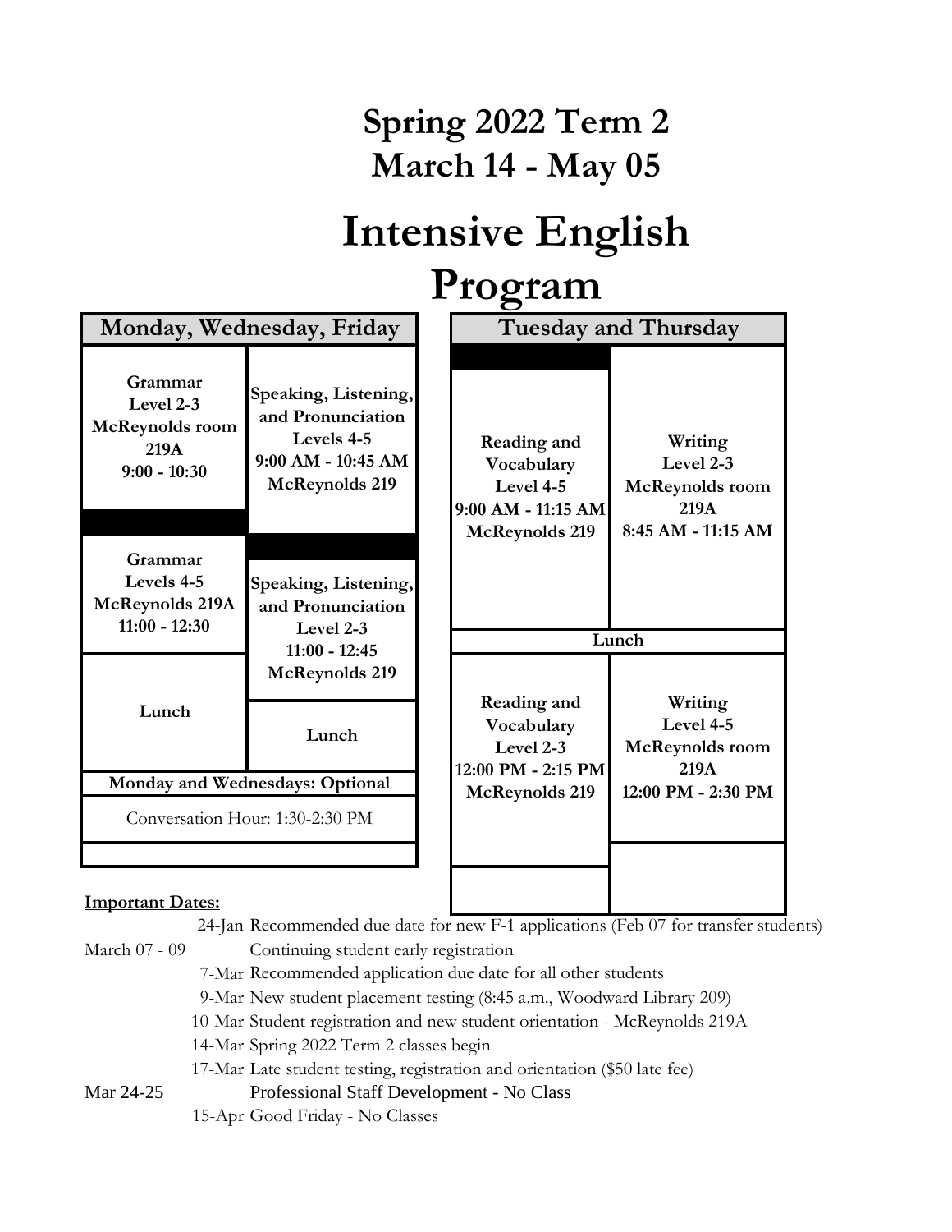# Spring 2022 Term 2
# March 14 - May 05

# Intensive English Program

| Monday, Wednesday, Friday | |
|---|---|
| **Grammar Level 2-3 McReynolds room 219A 9:00 - 10:30** | **Speaking, Listening, and Pronunciation Levels 4-5 9:00 AM - 10:45 AM McReynolds 219** |
| **Grammar Levels 4-5 McReynolds 219A 11:00 - 12:30** | **Speaking, Listening, and Pronunciation Level 2-3 11:00 - 12:45 McReynolds 219** |
| **Lunch** | **Lunch** |
| **Monday and Wednesdays: Optional** | |
| Conversation Hour: 1:30-2:30 PM | |

| Tuesday and Thursday | |
|---|---|
| **Reading and Vocabulary Level 4-5 9:00 AM - 11:15 AM McReynolds 219** | **Writing Level 2-3 McReynolds room 219A 8:45 AM - 11:15 AM** |
| **Lunch** | |
| **Reading and Vocabulary Level 2-3 12:00 PM - 2:15 PM McReynolds 219** | **Writing Level 4-5 McReynolds room 219A 12:00 PM - 2:30 PM** |

**Important Dates:**

| | |
|---|---|
| 24-Jan | Recommended due date for new F-1 applications (Feb 07 for transfer students) |
| March 07 - 09 | Continuing student early registration |
| 7-Mar | Recommended application due date for all other students |
| 9-Mar | New student placement testing (8:45 a.m., Woodward Library 209) |
| 10-Mar | Student registration and new student orientation - McReynolds 219A |
| 14-Mar | Spring 2022 Term 2 classes begin |
| 17-Mar | Late student testing, registration and orientation ($50 late fee) |
| Mar 24-25 | Professional Staff Development - No Class |
| 15-Apr | Good Friday - No Classes |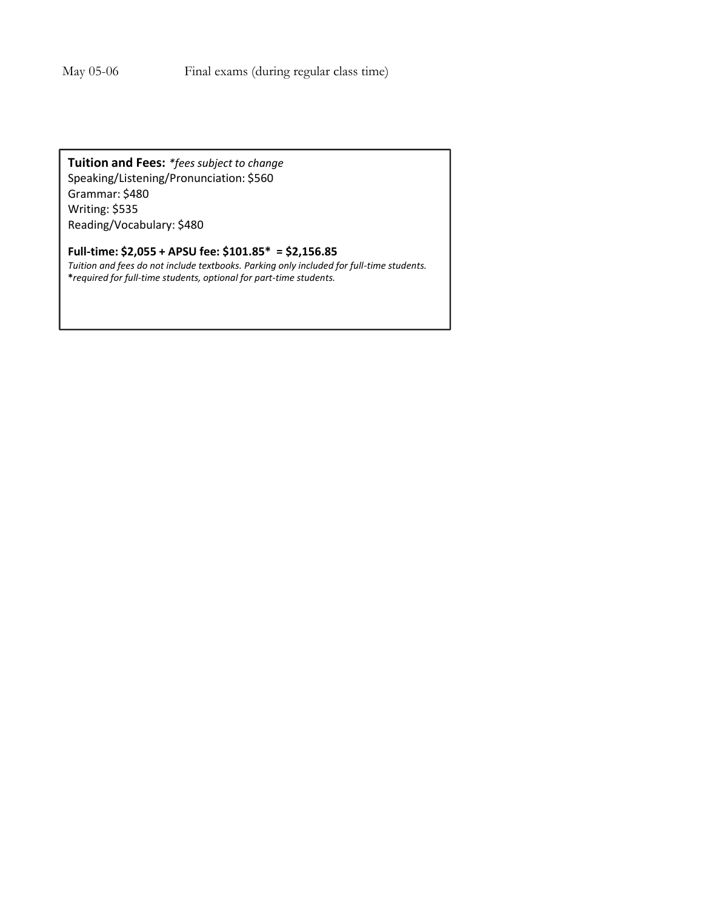May 05-06 Final exams (during regular class time)

**Tuition and Fees:** *\*fees subject to change*
Speaking/Listening/Pronunciation: $560
Grammar: $480
Writing: $535
Reading/Vocabulary: $480

**Full-time: $2,055 + APSU fee: $101.85\* = $2,156.85**
*Tuition and fees do not include textbooks. Parking only included for full-time students.*
\**required for full-time students, optional for part-time students.*